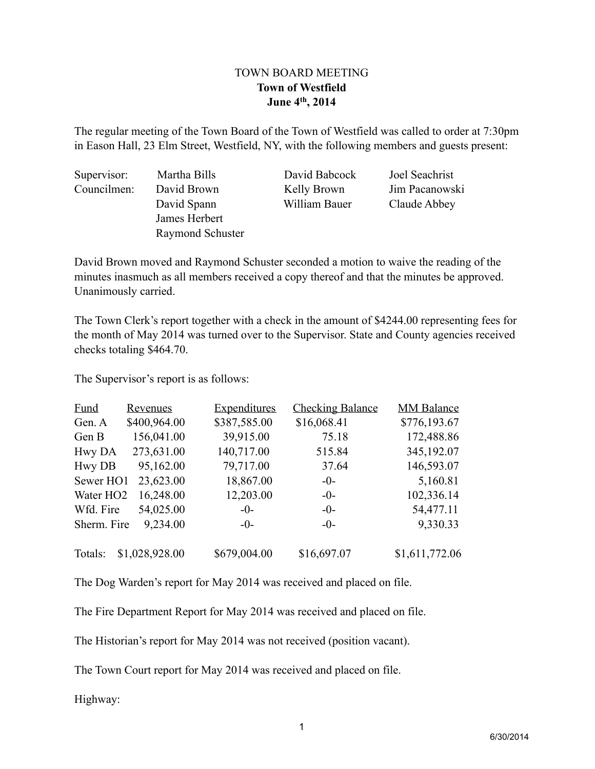# TOWN BOARD MEETING
## Town of Westfield
## June 4th, 2014

The regular meeting of the Town Board of the Town of Westfield was called to order at 7:30pm in Eason Hall, 23 Elm Street, Westfield, NY, with the following members and guests present:

| | | | |
|---|---|---|---|
| Supervisor: | Martha Bills | David Babcock | Joel Seachrist |
| Councilmen: | David Brown | Kelly Brown | Jim Pacanowski |
| | David Spann | William Bauer | Claude Abbey |
| | James Herbert | | |
| | Raymond Schuster | | |

David Brown moved and Raymond Schuster seconded a motion to waive the reading of the minutes inasmuch as all members received a copy thereof and that the minutes be approved. Unanimously carried.

The Town Clerk's report together with a check in the amount of $4244.00 representing fees for the month of May 2014 was turned over to the Supervisor. State and County agencies received checks totaling $464.70.

The Supervisor's report is as follows:

| Fund | Revenues | Expenditures | Checking Balance | MM Balance |
|---|---|---|---|---|
| Gen. A | $400,964.00 | $387,585.00 | $16,068.41 | $776,193.67 |
| Gen B | 156,041.00 | 39,915.00 | 75.18 | 172,488.86 |
| Hwy DA | 273,631.00 | 140,717.00 | 515.84 | 345,192.07 |
| Hwy DB | 95,162.00 | 79,717.00 | 37.64 | 146,593.07 |
| Sewer HO1 | 23,623.00 | 18,867.00 | -0- | 5,160.81 |
| Water HO2 | 16,248.00 | 12,203.00 | -0- | 102,336.14 |
| Wfd. Fire | 54,025.00 | -0- | -0- | 54,477.11 |
| Sherm. Fire | 9,234.00 | -0- | -0- | 9,330.33 |
| Totals: | $1,028,928.00 | $679,004.00 | $16,697.07 | $1,611,772.06 |

The Dog Warden's report for May 2014 was received and placed on file.

The Fire Department Report for May 2014 was received and placed on file.

The Historian's report for May 2014 was not received (position vacant).

The Town Court report for May 2014 was received and placed on file.

Highway: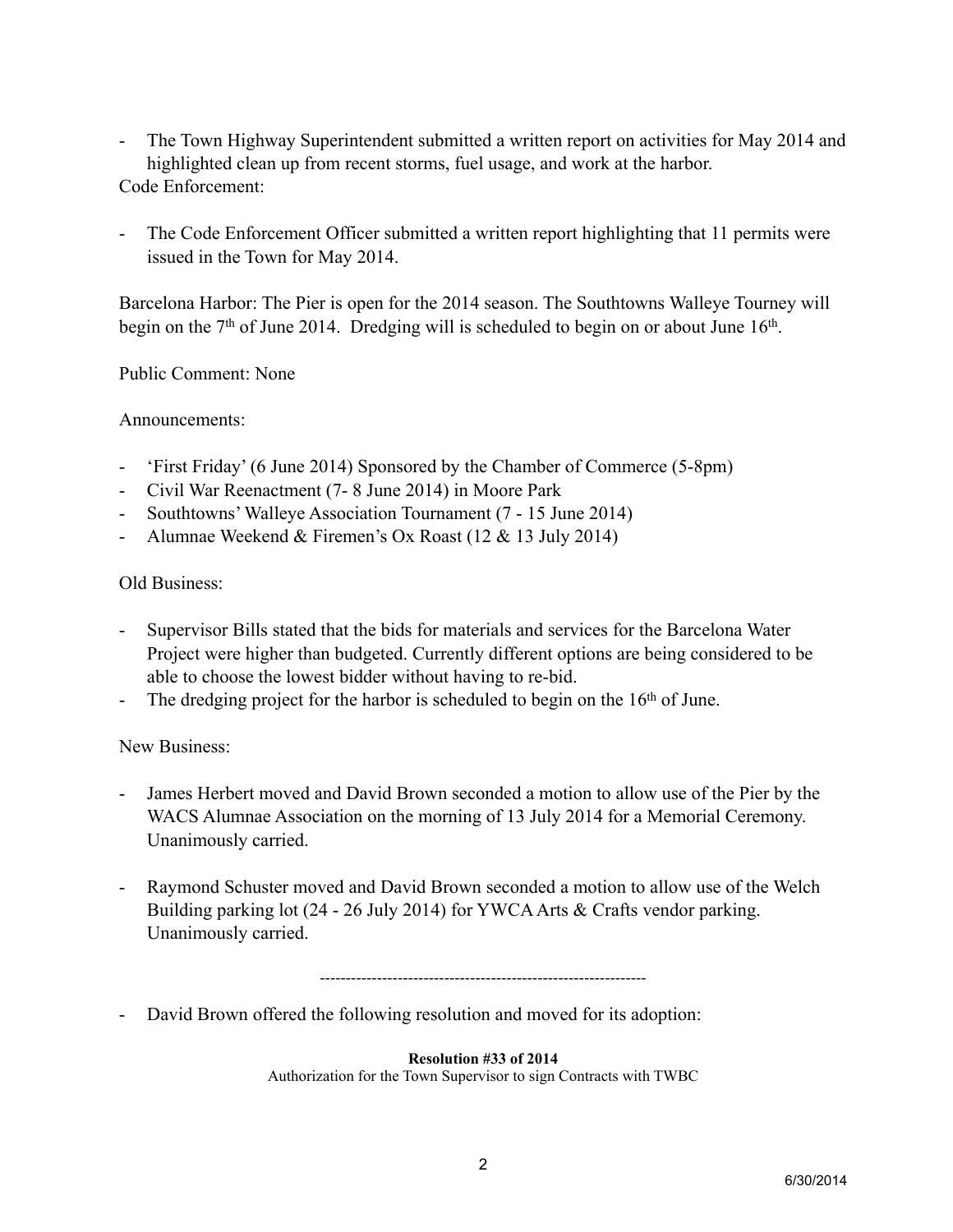- The Town Highway Superintendent submitted a written report on activities for May 2014 and highlighted clean up from recent storms, fuel usage, and work at the harbor.

Code Enforcement:

- The Code Enforcement Officer submitted a written report highlighting that 11 permits were issued in the Town for May 2014.

Barcelona Harbor: The Pier is open for the 2014 season. The Southtowns Walleye Tourney will begin on the 7th of June 2014. Dredging will is scheduled to begin on or about June 16th.

Public Comment: None

Announcements:

- 'First Friday' (6 June 2014) Sponsored by the Chamber of Commerce (5-8pm)
- Civil War Reenactment (7- 8 June 2014) in Moore Park
- Southtowns' Walleye Association Tournament (7 - 15 June 2014)
- Alumnae Weekend & Firemen's Ox Roast (12 & 13 July 2014)

Old Business:

- Supervisor Bills stated that the bids for materials and services for the Barcelona Water Project were higher than budgeted. Currently different options are being considered to be able to choose the lowest bidder without having to re-bid.
- The dredging project for the harbor is scheduled to begin on the 16th of June.

New Business:

- James Herbert moved and David Brown seconded a motion to allow use of the Pier by the WACS Alumnae Association on the morning of 13 July 2014 for a Memorial Ceremony. Unanimously carried.

- Raymond Schuster moved and David Brown seconded a motion to allow use of the Welch Building parking lot (24 - 26 July 2014) for YWCA Arts & Crafts vendor parking. Unanimously carried.

---------------------------------------------------------------

- David Brown offered the following resolution and moved for its adoption:

**Resolution #33 of 2014**

Authorization for the Town Supervisor to sign Contracts with TWBC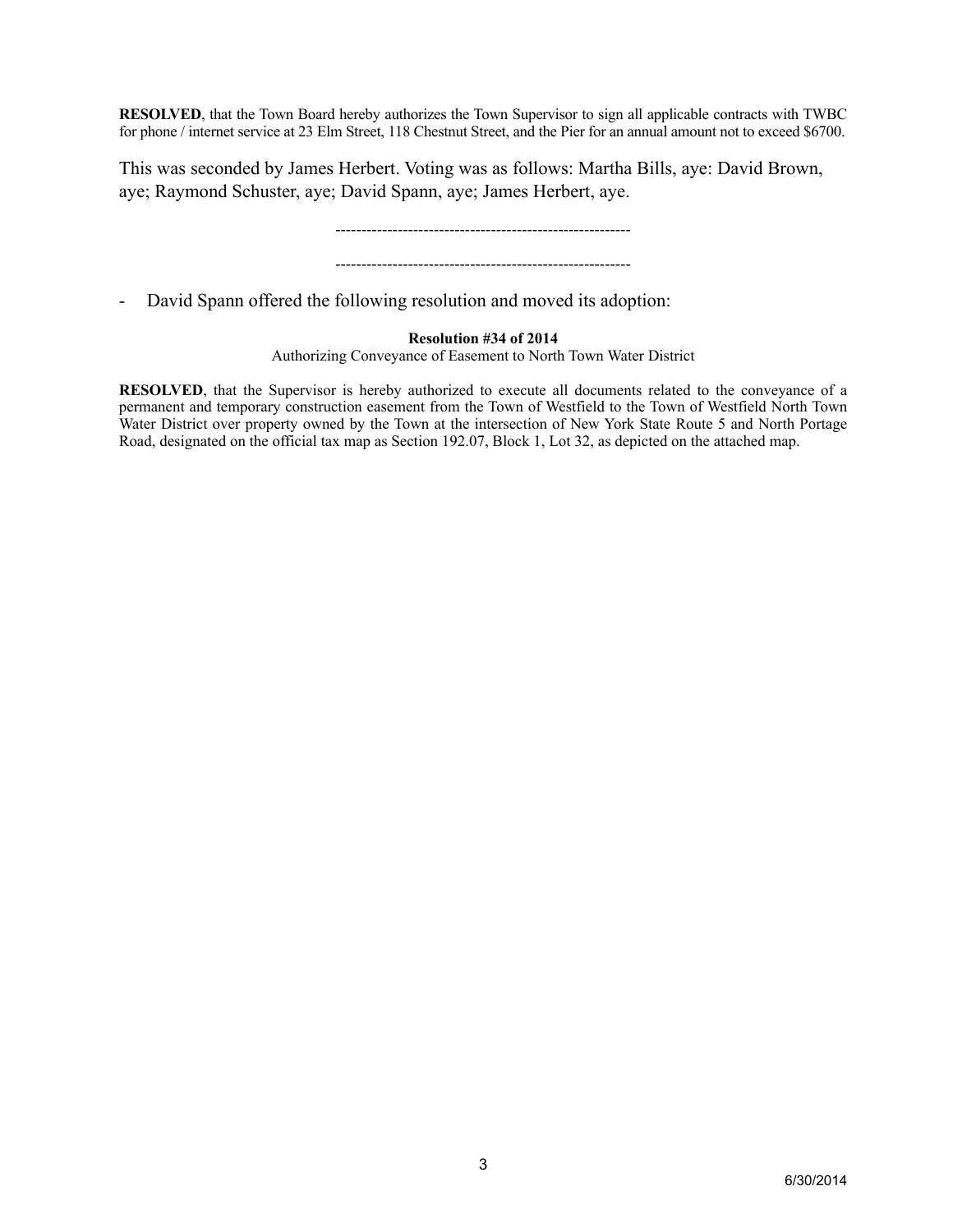**RESOLVED**, that the Town Board hereby authorizes the Town Supervisor to sign all applicable contracts with TWBC for phone / internet service at 23 Elm Street, 118 Chestnut Street, and the Pier for an annual amount not to exceed $6700.

This was seconded by James Herbert. Voting was as follows: Martha Bills, aye: David Brown, aye; Raymond Schuster, aye; David Spann, aye; James Herbert, aye.

---------------------------------------------------------

---------------------------------------------------------

- David Spann offered the following resolution and moved its adoption:

**Resolution #34 of 2014**

Authorizing Conveyance of Easement to North Town Water District

**RESOLVED**, that the Supervisor is hereby authorized to execute all documents related to the conveyance of a permanent and temporary construction easement from the Town of Westfield to the Town of Westfield North Town Water District over property owned by the Town at the intersection of New York State Route 5 and North Portage Road, designated on the official tax map as Section 192.07, Block 1, Lot 32, as depicted on the attached map.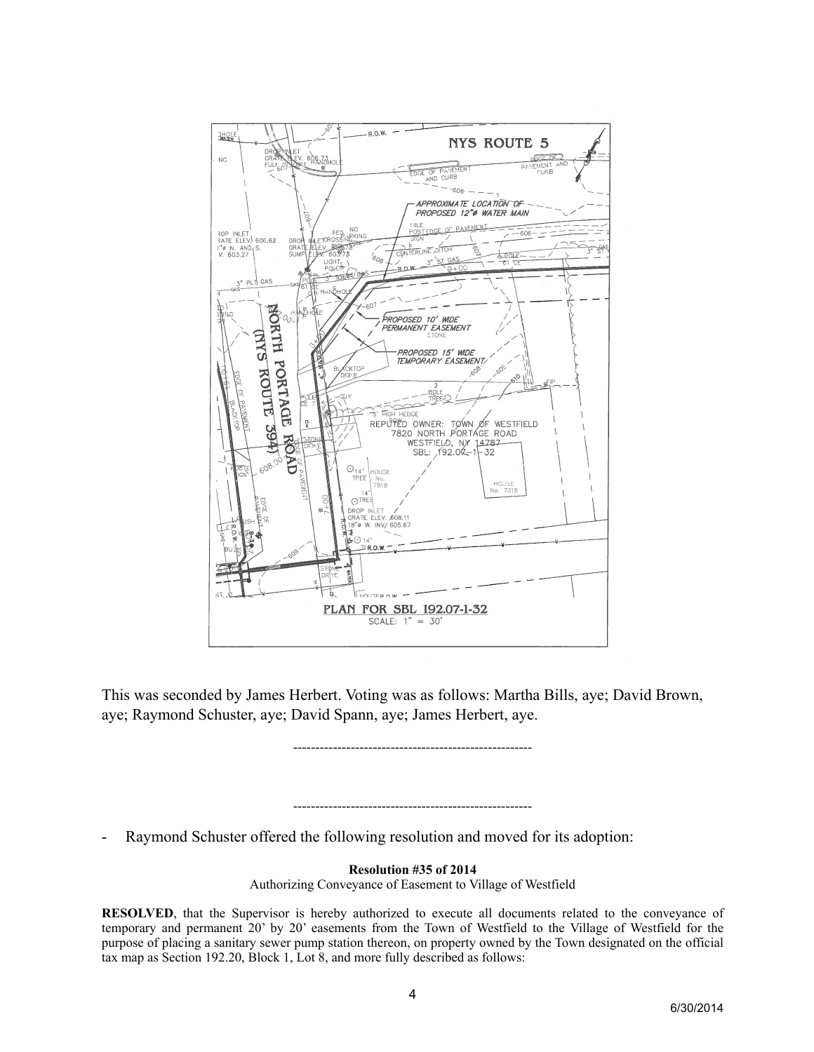This was seconded by James Herbert. Voting was as follows: Martha Bills, aye; David Brown, aye; Raymond Schuster, aye; David Spann, aye; James Herbert, aye.

-----------------------------------------------------

-----------------------------------------------------

- Raymond Schuster offered the following resolution and moved for its adoption:

**Resolution #35 of 2014**

Authorizing Conveyance of Easement to Village of Westfield

**RESOLVED**, that the Supervisor is hereby authorized to execute all documents related to the conveyance of temporary and permanent 20' by 20' easements from the Town of Westfield to the Village of Westfield for the purpose of placing a sanitary sewer pump station thereon, on property owned by the Town designated on the official tax map as Section 192.20, Block 1, Lot 8, and more fully described as follows: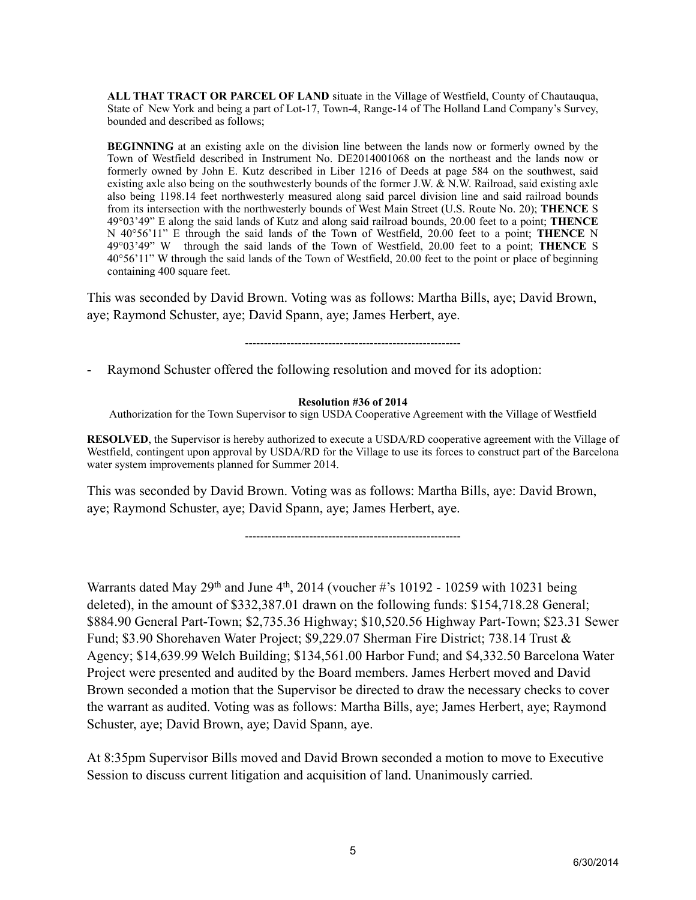**ALL THAT TRACT OR PARCEL OF LAND** situate in the Village of Westfield, County of Chautauqua, State of New York and being a part of Lot-17, Town-4, Range-14 of The Holland Land Company's Survey, bounded and described as follows;

**BEGINNING** at an existing axle on the division line between the lands now or formerly owned by the Town of Westfield described in Instrument No. DE2014001068 on the northeast and the lands now or formerly owned by John E. Kutz described in Liber 1216 of Deeds at page 584 on the southwest, said existing axle also being on the southwesterly bounds of the former J.W. & N.W. Railroad, said existing axle also being 1198.14 feet northwesterly measured along said parcel division line and said railroad bounds from its intersection with the northwesterly bounds of West Main Street (U.S. Route No. 20); **THENCE** S 49°03'49" E along the said lands of Kutz and along said railroad bounds, 20.00 feet to a point; **THENCE** N 40°56'11" E through the said lands of the Town of Westfield, 20.00 feet to a point; **THENCE** N 49°03'49" W through the said lands of the Town of Westfield, 20.00 feet to a point; **THENCE** S 40°56'11" W through the said lands of the Town of Westfield, 20.00 feet to the point or place of beginning containing 400 square feet.

This was seconded by David Brown. Voting was as follows: Martha Bills, aye; David Brown, aye; Raymond Schuster, aye; David Spann, aye; James Herbert, aye.

---------------------------------------------------------

- Raymond Schuster offered the following resolution and moved for its adoption:

**Resolution #36 of 2014**

Authorization for the Town Supervisor to sign USDA Cooperative Agreement with the Village of Westfield

**RESOLVED**, the Supervisor is hereby authorized to execute a USDA/RD cooperative agreement with the Village of Westfield, contingent upon approval by USDA/RD for the Village to use its forces to construct part of the Barcelona water system improvements planned for Summer 2014.

This was seconded by David Brown. Voting was as follows: Martha Bills, aye: David Brown, aye; Raymond Schuster, aye; David Spann, aye; James Herbert, aye.

---------------------------------------------------------

Warrants dated May 29th and June 4th, 2014 (voucher #'s 10192 - 10259 with 10231 being deleted), in the amount of $332,387.01 drawn on the following funds: $154,718.28 General; $884.90 General Part-Town; $2,735.36 Highway; $10,520.56 Highway Part-Town; $23.31 Sewer Fund; $3.90 Shorehaven Water Project; $9,229.07 Sherman Fire District; 738.14 Trust & Agency; $14,639.99 Welch Building; $134,561.00 Harbor Fund; and $4,332.50 Barcelona Water Project were presented and audited by the Board members. James Herbert moved and David Brown seconded a motion that the Supervisor be directed to draw the necessary checks to cover the warrant as audited. Voting was as follows: Martha Bills, aye; James Herbert, aye; Raymond Schuster, aye; David Brown, aye; David Spann, aye.

At 8:35pm Supervisor Bills moved and David Brown seconded a motion to move to Executive Session to discuss current litigation and acquisition of land. Unanimously carried.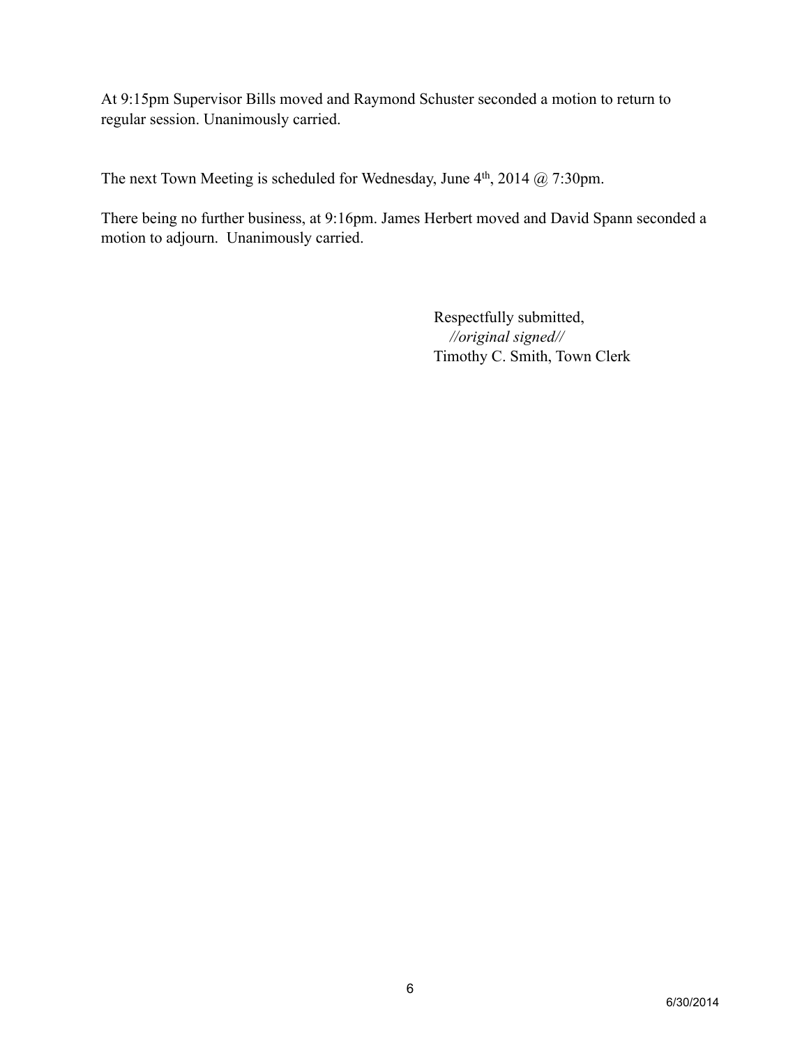At 9:15pm Supervisor Bills moved and Raymond Schuster seconded a motion to return to regular session. Unanimously carried.

The next Town Meeting is scheduled for Wednesday, June 4th, 2014 @ 7:30pm.

There being no further business, at 9:16pm. James Herbert moved and David Spann seconded a motion to adjourn. Unanimously carried.

Respectfully submitted,
*//original signed//*
Timothy C. Smith, Town Clerk